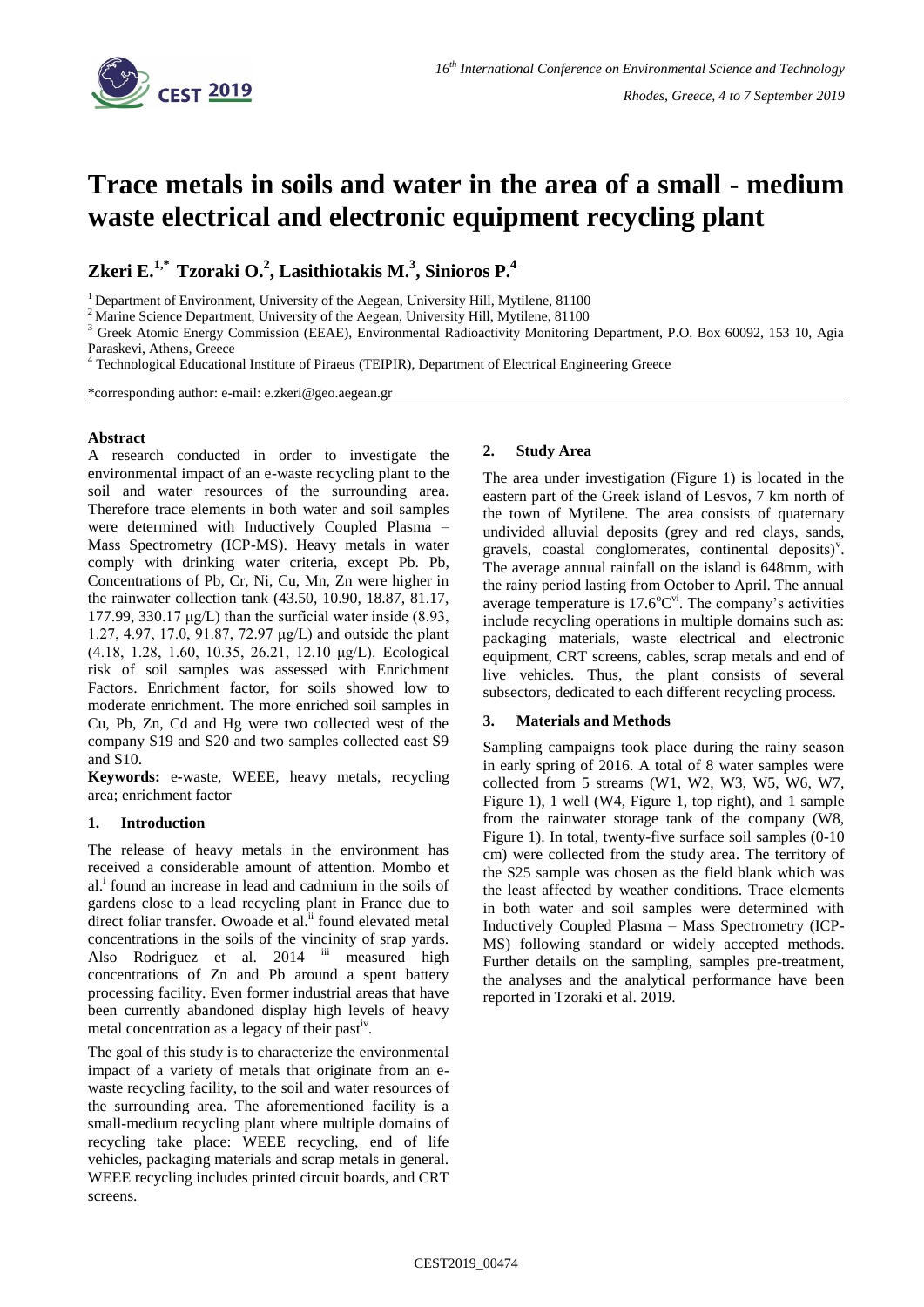# Trace metals in soils and water in the area of a small - medium waste electrical and electronic equipment recycling plant

**Zkeri E.[1,*] Tzoraki O.[2], Lasithiotakis M.[3], Sinioros P.[4]**

[1] Department of Environment, University of the Aegean, University Hill, Mytilene, 81100

[2] Marine Science Department, University of the Aegean, University Hill, Mytilene, 81100

[3] Greek Atomic Energy Commission (EEAE), Environmental Radioactivity Monitoring Department, P.O. Box 60092, 153 10, Agia Paraskevi, Athens, Greece

[4] Technological Educational Institute of Piraeus (TEIPIR), Department of Electrical Engineering Greece

*corresponding author: e-mail: e.zkeri@geo.aegean.gr

**Abstract**

A research conducted in order to investigate the environmental impact of an e-waste recycling plant to the soil and water resources of the surrounding area. Therefore trace elements in both water and soil samples were determined with Inductively Coupled Plasma – Mass Spectrometry (ICP-MS). Heavy metals in water comply with drinking water criteria, except Pb. Pb, Concentrations of Pb, Cr, Ni, Cu, Mn, Zn were higher in the rainwater collection tank (43.50, 10.90, 18.87, 81.17, 177.99, 330.17 μg/L) than the surficial water inside (8.93, 1.27, 4.97, 17.0, 91.87, 72.97 μg/L) and outside the plant (4.18, 1.28, 1.60, 10.35, 26.21, 12.10 μg/L). Ecological risk of soil samples was assessed with Enrichment Factors. Enrichment factor, for soils showed low to moderate enrichment. The more enriched soil samples in Cu, Pb, Zn, Cd and Hg were two collected west of the company S19 and S20 and two samples collected east S9 and S10.

**Keywords:** e-waste, WEEE, heavy metals, recycling area; enrichment factor

## 1. Introduction

The release of heavy metals in the environment has received a considerable amount of attention. Mombo et al.[i] found an increase in lead and cadmium in the soils of gardens close to a lead recycling plant in France due to direct foliar transfer. Owoade et al.[ii] found elevated metal concentrations in the soils of the vincinity of srap yards. Also Rodriguez et al. 2014 [iii] measured high concentrations of Zn and Pb around a spent battery processing facility. Even former industrial areas that have been currently abandoned display high levels of heavy metal concentration as a legacy of their past[iv].

The goal of this study is to characterize the environmental impact of a variety of metals that originate from an e-waste recycling facility, to the soil and water resources of the surrounding area. The aforementioned facility is a small-medium recycling plant where multiple domains of recycling take place: WEEE recycling, end of life vehicles, packaging materials and scrap metals in general. WEEE recycling includes printed circuit boards, and CRT screens.

## 2. Study Area

The area under investigation (Figure 1) is located in the eastern part of the Greek island of Lesvos, 7 km north of the town of Mytilene. The area consists of quaternary undivided alluvial deposits (grey and red clays, sands, gravels, coastal conglomerates, continental deposits)[v]. The average annual rainfall on the island is 648mm, with the rainy period lasting from October to April. The annual average temperature is 17.6°C[vi]. The company's activities include recycling operations in multiple domains such as: packaging materials, waste electrical and electronic equipment, CRT screens, cables, scrap metals and end of live vehicles. Thus, the plant consists of several subsectors, dedicated to each different recycling process.

## 3. Materials and Methods

Sampling campaigns took place during the rainy season in early spring of 2016. A total of 8 water samples were collected from 5 streams (W1, W2, W3, W5, W6, W7, Figure 1), 1 well (W4, Figure 1, top right), and 1 sample from the rainwater storage tank of the company (W8, Figure 1). In total, twenty-five surface soil samples (0-10 cm) were collected from the study area. The territory of the S25 sample was chosen as the field blank which was the least affected by weather conditions. Trace elements in both water and soil samples were determined with Inductively Coupled Plasma – Mass Spectrometry (ICP-MS) following standard or widely accepted methods. Further details on the sampling, samples pre-treatment, the analyses and the analytical performance have been reported in Tzoraki et al. 2019.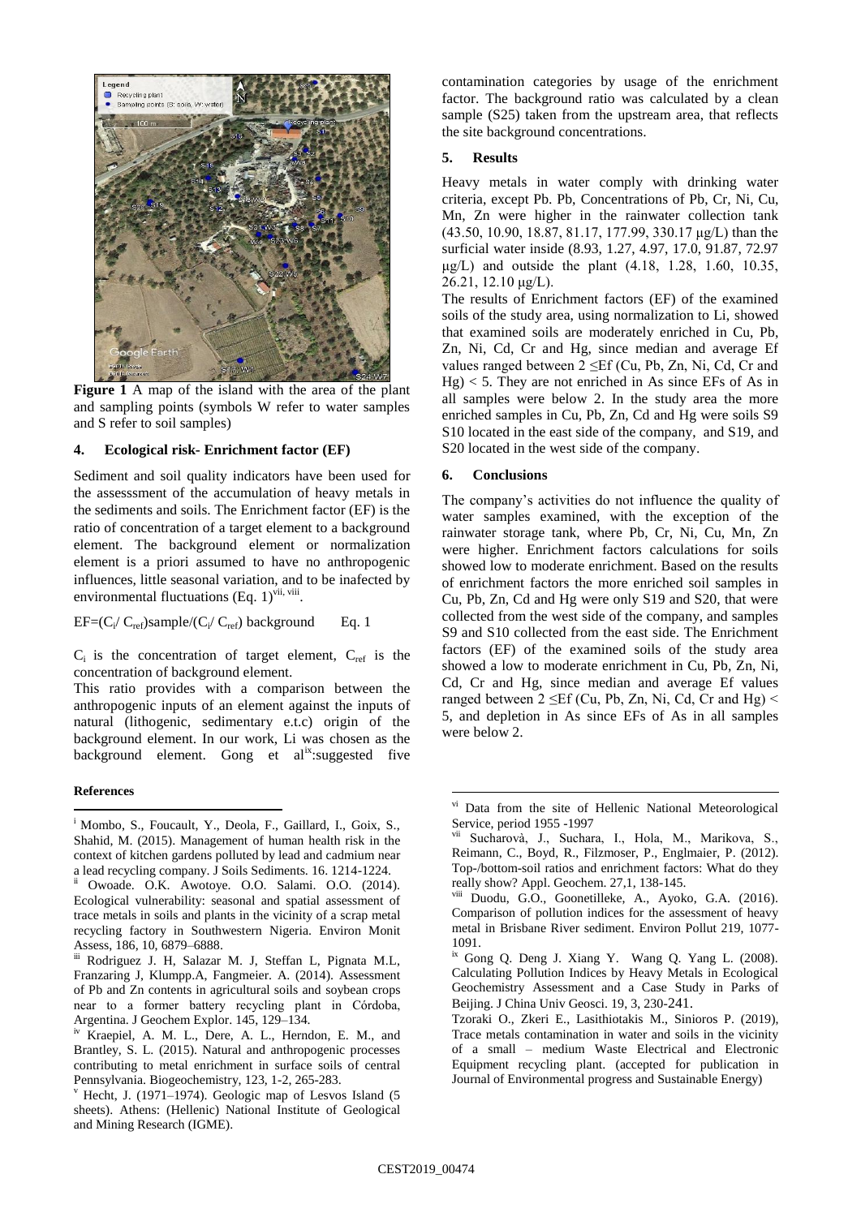**Figure 1** A map of the island with the area of the plant and sampling points (symbols W refer to water samples and S refer to soil samples)

## 4. Ecological risk- Enrichment factor (EF)

Sediment and soil quality indicators have been used for the assesssment of the accumulation of heavy metals in the sediments and soils. The Enrichment factor (EF) is the ratio of concentration of a target element to a background element. The background element or normalization element is a priori assumed to have no anthropogenic influences, little seasonal variation, and to be inafected by environmental fluctuations (Eq. 1)[vii, viii].

$$EF=(C_i/\ C_{ref})sample/(C_i/\ C_{ref})\ background \qquad \text{Eq. 1}$$

$C_i$ is the concentration of target element, $C_{ref}$ is the concentration of background element.

This ratio provides with a comparison between the anthropogenic inputs of an element against the inputs of natural (lithogenic, sedimentary e.t.c) origin of the background element. In our work, Li was chosen as the background element. Gong et al[ix]:suggested five contamination categories by usage of the enrichment factor. The background ratio was calculated by a clean sample (S25) taken from the upstream area, that reflects the site background concentrations.

## 5. Results

Heavy metals in water comply with drinking water criteria, except Pb. Pb, Concentrations of Pb, Cr, Ni, Cu, Mn, Zn were higher in the rainwater collection tank (43.50, 10.90, 18.87, 81.17, 177.99, 330.17 μg/L) than the surficial water inside (8.93, 1.27, 4.97, 17.0, 91.87, 72.97 μg/L) and outside the plant (4.18, 1.28, 1.60, 10.35, 26.21, 12.10 μg/L).

The results of Enrichment factors (EF) of the examined soils of the study area, using normalization to Li, showed that examined soils are moderately enriched in Cu, Pb, Zn, Ni, Cd, Cr and Hg, since median and average Ef values ranged between 2 ≤Ef (Cu, Pb, Zn, Ni, Cd, Cr and Hg) < 5. They are not enriched in As since EFs of As in all samples were below 2. In the study area the more enriched samples in Cu, Pb, Zn, Cd and Hg were soils S9 S10 located in the east side of the company, and S19, and S20 located in the west side of the company.

## 6. Conclusions

The company's activities do not influence the quality of water samples examined, with the exception of the rainwater storage tank, where Pb, Cr, Ni, Cu, Mn, Zn were higher. Enrichment factors calculations for soils showed low to moderate enrichment. Based on the results of enrichment factors the more enriched soil samples in Cu, Pb, Zn, Cd and Hg were only S19 and S20, that were collected from the west side of the company, and samples S9 and S10 collected from the east side. The Enrichment factors (EF) of the examined soils of the study area showed a low to moderate enrichment in Cu, Pb, Zn, Ni, Cd, Cr and Hg, since median and average Ef values ranged between 2 ≤Ef (Cu, Pb, Zn, Ni, Cd, Cr and Hg) < 5, and depletion in As since EFs of As in all samples were below 2.

### References

[i] Mombo, S., Foucault, Y., Deola, F., Gaillard, I., Goix, S., Shahid, M. (2015). Management of human health risk in the context of kitchen gardens polluted by lead and cadmium near a lead recycling company. J Soils Sediments. 16. 1214-1224.

[ii] Owoade. O.K. Awotoye. O.O. Salami. O.O. (2014). Ecological vulnerability: seasonal and spatial assessment of trace metals in soils and plants in the vicinity of a scrap metal recycling factory in Southwestern Nigeria. Environ Monit Assess, 186, 10, 6879–6888.

[iii] Rodriguez J. H, Salazar M. J, Steffan L, Pignata M.L, Franzaring J, Klumpp.A, Fangmeier. A. (2014). Assessment of Pb and Zn contents in agricultural soils and soybean crops near to a former battery recycling plant in Córdoba, Argentina. J Geochem Explor. 145, 129–134.

[iv] Kraepiel, A. M. L., Dere, A. L., Herndon, E. M., and Brantley, S. L. (2015). Natural and anthropogenic processes contributing to metal enrichment in surface soils of central Pennsylvania. Biogeochemistry, 123, 1-2, 265-283.

[v] Hecht, J. (1971–1974). Geologic map of Lesvos Island (5 sheets). Athens: (Hellenic) National Institute of Geological and Mining Research (IGME).

[vi] Data from the site of Hellenic National Meteorological Service, period 1955 -1997

[vii] Sucharovà, J., Suchara, I., Hola, M., Marikova, S., Reimann, C., Boyd, R., Filzmoser, P., Englmaier, P. (2012). Top-/bottom-soil ratios and enrichment factors: What do they really show? Appl. Geochem. 27,1, 138-145.

[viii] Duodu, G.O., Goonetilleke, A., Ayoko, G.A. (2016). Comparison of pollution indices for the assessment of heavy metal in Brisbane River sediment. Environ Pollut 219, 1077-1091.

[ix] Gong Q. Deng J. Xiang Y. Wang Q. Yang L. (2008). Calculating Pollution Indices by Heavy Metals in Ecological Geochemistry Assessment and a Case Study in Parks of Beijing. J China Univ Geosci. 19, 3, 230-241.

Tzoraki O., Zkeri E., Lasithiotakis M., Sinioros P. (2019), Trace metals contamination in water and soils in the vicinity of a small – medium Waste Electrical and Electronic Equipment recycling plant. (accepted for publication in Journal of Environmental progress and Sustainable Energy)